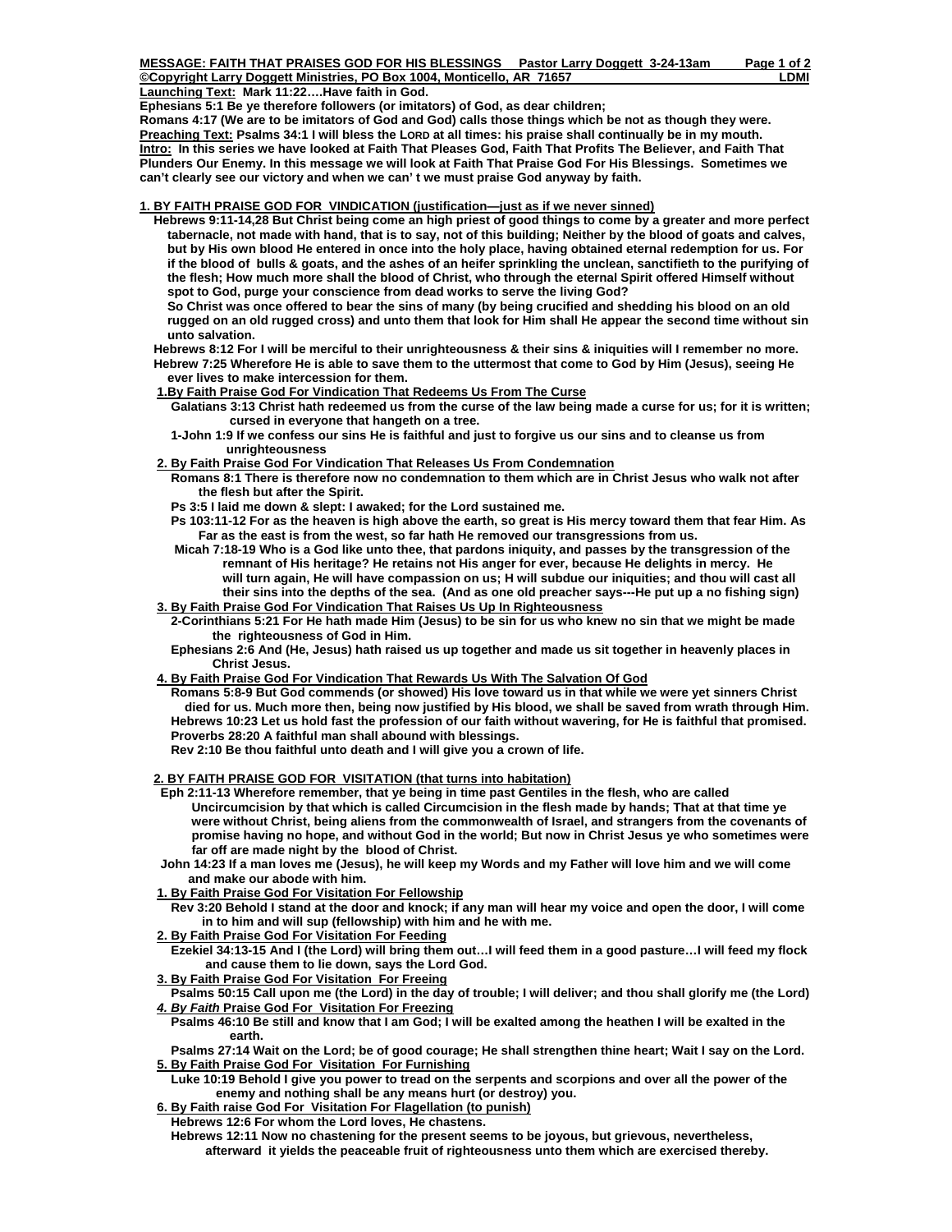**MESSAGE: FAITH THAT PRAISES GOD FOR HIS BLESSINGS Pastor Larry Doggett 3-24-13am**

**©Copyright Larry Doggett Ministries, PO Box 1004, Monticello, AR 71657 LDMI**

**Launching Text: Mark 11:22….Have faith in God.**

**Ephesians 5:1 Be ye therefore followers (or imitators) of God, as dear children;**

**Romans 4:17 (We are to be imitators of God and God) calls those things which be not as though they were.**

**Preaching Text: Psalms 34:1 I will bless the LORD at all times: his praise shall continually be in my mouth.**

**Intro: In this series we have looked at Faith That Pleases God, Faith That Profits The Believer, and Faith That Plunders Our Enemy. In this message we will look at Faith That Praise God For His Blessings. Sometimes we can't clearly see our victory and when we can' t we must praise God anyway by faith.**

## 1. BY FAITH PRAISE GOD FOR VINDICATION (justification—just as if we never sinned)

**Hebrews 9:11-14,28 But Christ being come an high priest of good things to come by a greater and more perfect tabernacle, not made with hand, that is to say, not of this building; Neither by the blood of goats and calves, but by His own blood He entered in once into the holy place, having obtained eternal redemption for us. For if the blood of bulls & goats, and the ashes of an heifer sprinkling the unclean, sanctifieth to the purifying of the flesh; How much more shall the blood of Christ, who through the eternal Spirit offered Himself without spot to God, purge your conscience from dead works to serve the living God?**

**So Christ was once offered to bear the sins of many (by being crucified and shedding his blood on an old rugged on an old rugged cross) and unto them that look for Him shall He appear the second time without sin unto salvation.**

**Hebrews 8:12 For I will be merciful to their unrighteousness & their sins & iniquities will I remember no more.**

**Hebrew 7:25 Wherefore He is able to save them to the uttermost that come to God by Him (Jesus), seeing He ever lives to make intercession for them.**

### 1.By Faith Praise God For Vindication That Redeems Us From The Curse

**Galatians 3:13 Christ hath redeemed us from the curse of the law being made a curse for us; for it is written; cursed in everyone that hangeth on a tree.**

**1-John 1:9 If we confess our sins He is faithful and just to forgive us our sins and to cleanse us from unrighteousness**

### 2. By Faith Praise God For Vindication That Releases Us From Condemnation

**Romans 8:1 There is therefore now no condemnation to them which are in Christ Jesus who walk not after the flesh but after the Spirit.**

**Ps 3:5 I laid me down & slept: I awaked; for the Lord sustained me.**

**Ps 103:11-12 For as the heaven is high above the earth, so great is His mercy toward them that fear Him. As Far as the east is from the west, so far hath He removed our transgressions from us.**

**Micah 7:18-19 Who is a God like unto thee, that pardons iniquity, and passes by the transgression of the remnant of His heritage? He retains not His anger for ever, because He delights in mercy. He will turn again, He will have compassion on us; H will subdue our iniquities; and thou will cast all their sins into the depths of the sea. (And as one old preacher says---He put up a no fishing sign)**

### 3. By Faith Praise God For Vindication That Raises Us Up In Righteousness

**2-Corinthians 5:21 For He hath made Him (Jesus) to be sin for us who knew no sin that we might be made the righteousness of God in Him.**

**Ephesians 2:6 And (He, Jesus) hath raised us up together and made us sit together in heavenly places in Christ Jesus.**

### 4. By Faith Praise God For Vindication That Rewards Us With The Salvation Of God

**Romans 5:8-9 But God commends (or showed) His love toward us in that while we were yet sinners Christ died for us. Much more then, being now justified by His blood, we shall be saved from wrath through Him.**

**Hebrews 10:23 Let us hold fast the profession of our faith without wavering, for He is faithful that promised.**

**Proverbs 28:20 A faithful man shall abound with blessings.**

**Rev 2:10 Be thou faithful unto death and I will give you a crown of life.**

## 2. BY FAITH PRAISE GOD FOR VISITATION (that turns into habitation)

**Eph 2:11-13 Wherefore remember, that ye being in time past Gentiles in the flesh, who are called Uncircumcision by that which is called Circumcision in the flesh made by hands; That at that time ye were without Christ, being aliens from the commonwealth of Israel, and strangers from the covenants of promise having no hope, and without God in the world; But now in Christ Jesus ye who sometimes were far off are made night by the blood of Christ.**

**John 14:23 If a man loves me (Jesus), he will keep my Words and my Father will love him and we will come and make our abode with him.**

### 1. By Faith Praise God For Visitation For Fellowship

**Rev 3:20 Behold I stand at the door and knock; if any man will hear my voice and open the door, I will come in to him and will sup (fellowship) with him and he with me.**

### 2. By Faith Praise God For Visitation For Feeding

**Ezekiel 34:13-15 And I (the Lord) will bring them out…I will feed them in a good pasture…I will feed my flock and cause them to lie down, says the Lord God.**

### 3. By Faith Praise God For Visitation For Freeing

**Psalms 50:15 Call upon me (the Lord) in the day of trouble; I will deliver; and thou shall glorify me (the Lord)**

### *4. By Faith* Praise God For Visitation For Freezing

**Psalms 46:10 Be still and know that I am God; I will be exalted among the heathen I will be exalted in the earth.**

**Psalms 27:14 Wait on the Lord; be of good courage; He shall strengthen thine heart; Wait I say on the Lord.**

### 5. By Faith Praise God For Visitation For Furnishing

**Luke 10:19 Behold I give you power to tread on the serpents and scorpions and over all the power of the enemy and nothing shall be any means hurt (or destroy) you.**

### 6. By Faith raise God For Visitation For Flagellation (to punish)

**Hebrews 12:6 For whom the Lord loves, He chastens.**

**Hebrews 12:11 Now no chastening for the present seems to be joyous, but grievous, nevertheless, afterward it yields the peaceable fruit of righteousness unto them which are exercised thereby.**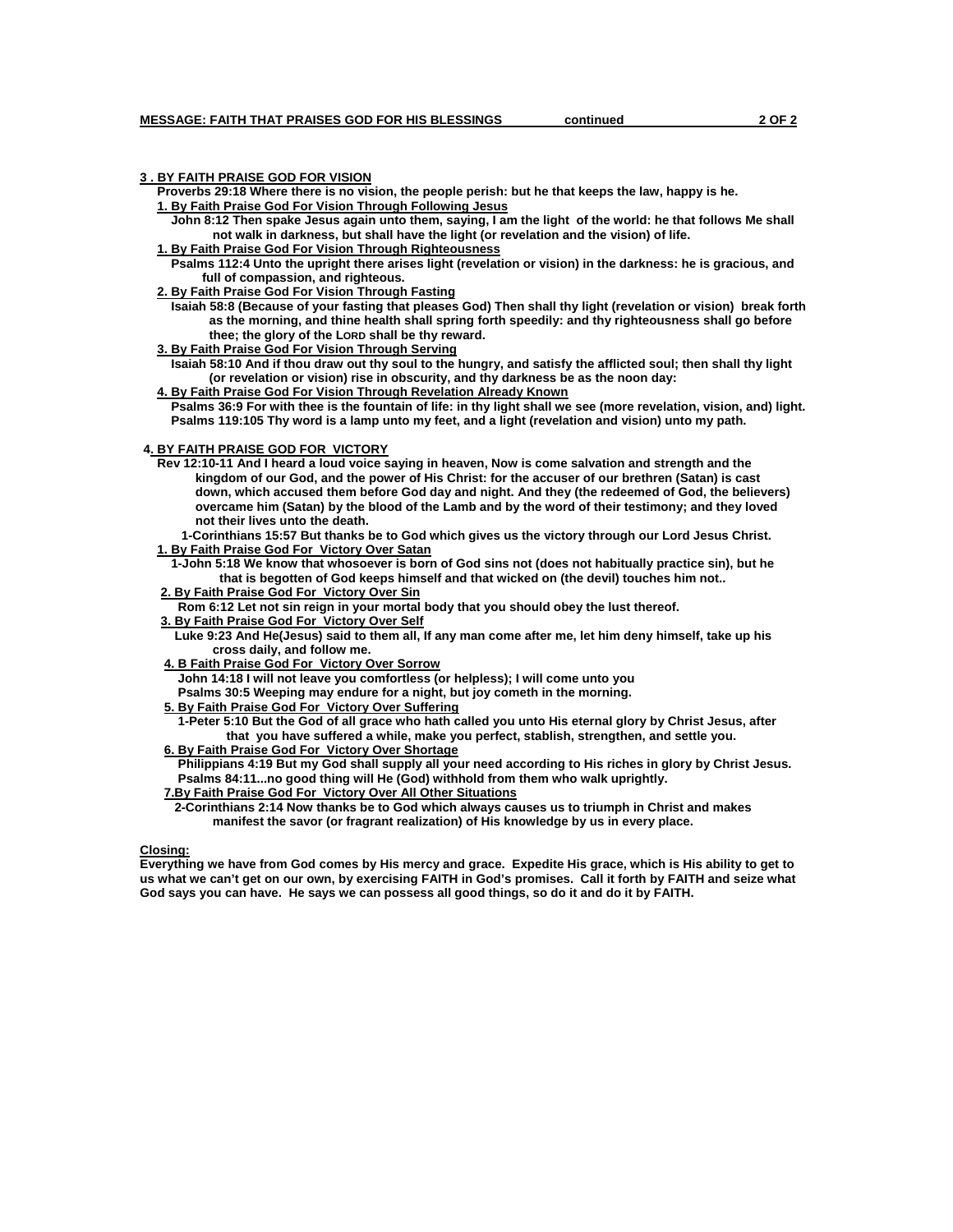**3 . BY FAITH PRAISE GOD FOR VISION**

**Proverbs 29:18 Where there is no vision, the people perish: but he that keeps the law, happy is he.**

**1. By Faith Praise God For Vision Through Following Jesus**

**John 8:12 Then spake Jesus again unto them, saying, I am the light of the world: he that follows Me shall not walk in darkness, but shall have the light (or revelation and the vision) of life.**

**1. By Faith Praise God For Vision Through Righteousness**

**Psalms 112:4 Unto the upright there arises light (revelation or vision) in the darkness: he is gracious, and full of compassion, and righteous.**

**2. By Faith Praise God For Vision Through Fasting**

**Isaiah 58:8 (Because of your fasting that pleases God) Then shall thy light (revelation or vision) break forth as the morning, and thine health shall spring forth speedily: and thy righteousness shall go before thee; the glory of the LORD shall be thy reward.**

**3. By Faith Praise God For Vision Through Serving**

**Isaiah 58:10 And if thou draw out thy soul to the hungry, and satisfy the afflicted soul; then shall thy light (or revelation or vision) rise in obscurity, and thy darkness be as the noon day:**

**4. By Faith Praise God For Vision Through Revelation Already Known**

**Psalms 36:9 For with thee is the fountain of life: in thy light shall we see (more revelation, vision, and) light.**
**Psalms 119:105 Thy word is a lamp unto my feet, and a light (revelation and vision) unto my path.**

**4. BY FAITH PRAISE GOD FOR VICTORY**

**Rev 12:10-11 And I heard a loud voice saying in heaven, Now is come salvation and strength and the kingdom of our God, and the power of His Christ: for the accuser of our brethren (Satan) is cast down, which accused them before God day and night. And they (the redeemed of God, the believers) overcame him (Satan) by the blood of the Lamb and by the word of their testimony; and they loved not their lives unto the death.**

**1-Corinthians 15:57 But thanks be to God which gives us the victory through our Lord Jesus Christ.**

**1. By Faith Praise God For Victory Over Satan**

**1-John 5:18 We know that whosoever is born of God sins not (does not habitually practice sin), but he that is begotten of God keeps himself and that wicked on (the devil) touches him not..**

**2. By Faith Praise God For Victory Over Sin**

**Rom 6:12 Let not sin reign in your mortal body that you should obey the lust thereof.**

**3. By Faith Praise God For Victory Over Self**

**Luke 9:23 And He(Jesus) said to them all, If any man come after me, let him deny himself, take up his cross daily, and follow me.**

**4. B Faith Praise God For Victory Over Sorrow**

**John 14:18 I will not leave you comfortless (or helpless); I will come unto you**
**Psalms 30:5 Weeping may endure for a night, but joy cometh in the morning.**

**5. By Faith Praise God For Victory Over Suffering**

**1-Peter 5:10 But the God of all grace who hath called you unto His eternal glory by Christ Jesus, after that you have suffered a while, make you perfect, stablish, strengthen, and settle you.**

**6. By Faith Praise God For Victory Over Shortage**

**Philippians 4:19 But my God shall supply all your need according to His riches in glory by Christ Jesus.**
**Psalms 84:11...no good thing will He (God) withhold from them who walk uprightly.**

**7.By Faith Praise God For Victory Over All Other Situations**

**2-Corinthians 2:14 Now thanks be to God which always causes us to triumph in Christ and makes manifest the savor (or fragrant realization) of His knowledge by us in every place.**

**Closing:**

**Everything we have from God comes by His mercy and grace. Expedite His grace, which is His ability to get to us what we can't get on our own, by exercising FAITH in God's promises. Call it forth by FAITH and seize what God says you can have. He says we can possess all good things, so do it and do it by FAITH.**